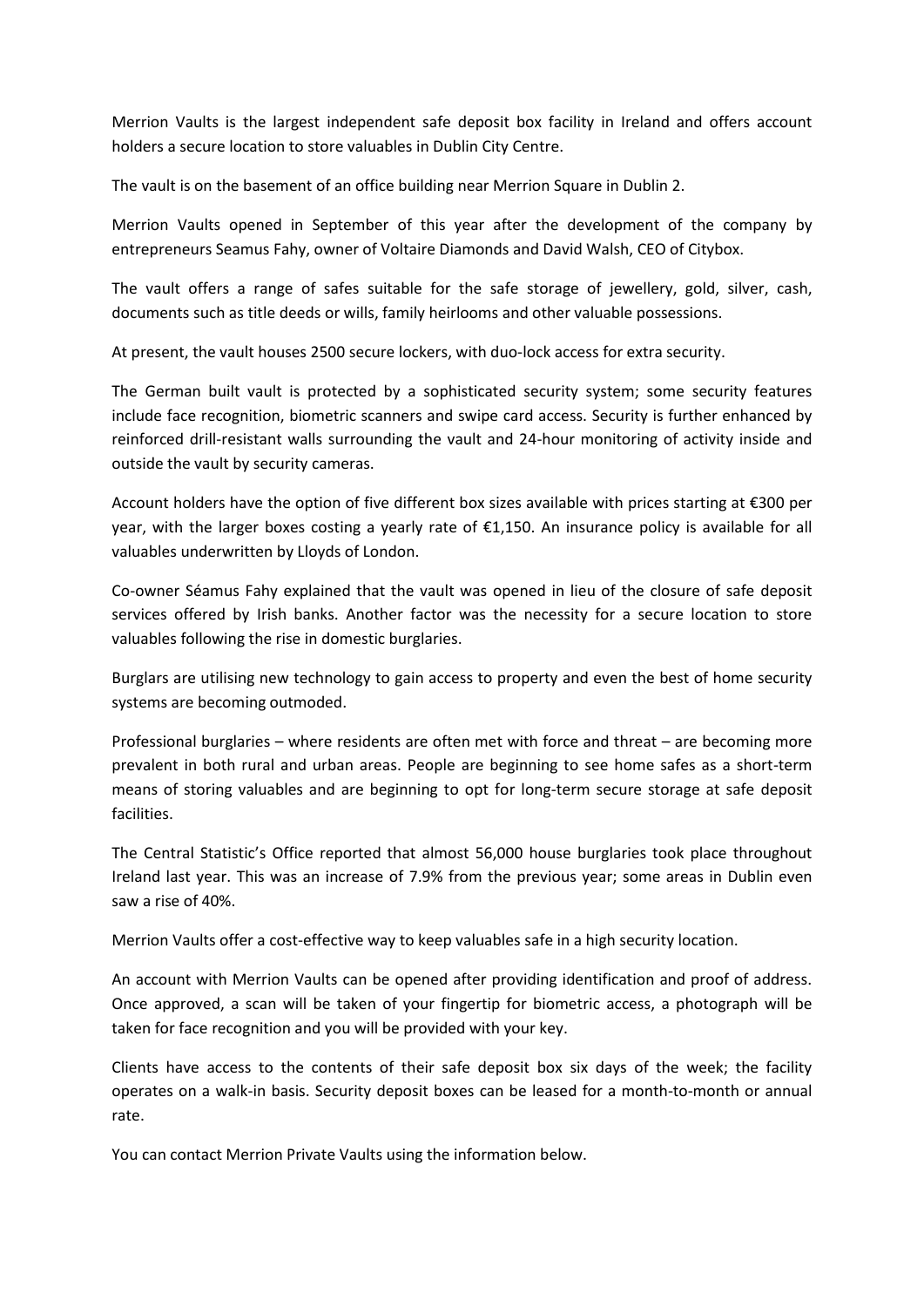Merrion Vaults is the largest independent safe deposit box facility in Ireland and offers account holders a secure location to store valuables in Dublin City Centre.

The vault is on the basement of an office building near Merrion Square in Dublin 2.

Merrion Vaults opened in September of this year after the development of the company by entrepreneurs Seamus Fahy, owner of Voltaire Diamonds and David Walsh, CEO of Citybox.

The vault offers a range of safes suitable for the safe storage of jewellery, gold, silver, cash, documents such as title deeds or wills, family heirlooms and other valuable possessions.

At present, the vault houses 2500 secure lockers, with duo-lock access for extra security.

The German built vault is protected by a sophisticated security system; some security features include face recognition, biometric scanners and swipe card access. Security is further enhanced by reinforced drill-resistant walls surrounding the vault and 24-hour monitoring of activity inside and outside the vault by security cameras.

Account holders have the option of five different box sizes available with prices starting at €300 per year, with the larger boxes costing a yearly rate of €1,150. An insurance policy is available for all valuables underwritten by Lloyds of London.

Co-owner Séamus Fahy explained that the vault was opened in lieu of the closure of safe deposit services offered by Irish banks. Another factor was the necessity for a secure location to store valuables following the rise in domestic burglaries.

Burglars are utilising new technology to gain access to property and even the best of home security systems are becoming outmoded.

Professional burglaries – where residents are often met with force and threat – are becoming more prevalent in both rural and urban areas. People are beginning to see home safes as a short-term means of storing valuables and are beginning to opt for long-term secure storage at safe deposit facilities.

The Central Statistic's Office reported that almost 56,000 house burglaries took place throughout Ireland last year. This was an increase of 7.9% from the previous year; some areas in Dublin even saw a rise of 40%.

Merrion Vaults offer a cost-effective way to keep valuables safe in a high security location.

An account with Merrion Vaults can be opened after providing identification and proof of address. Once approved, a scan will be taken of your fingertip for biometric access, a photograph will be taken for face recognition and you will be provided with your key.

Clients have access to the contents of their safe deposit box six days of the week; the facility operates on a walk-in basis. Security deposit boxes can be leased for a month-to-month or annual rate.

You can contact Merrion Private Vaults using the information below.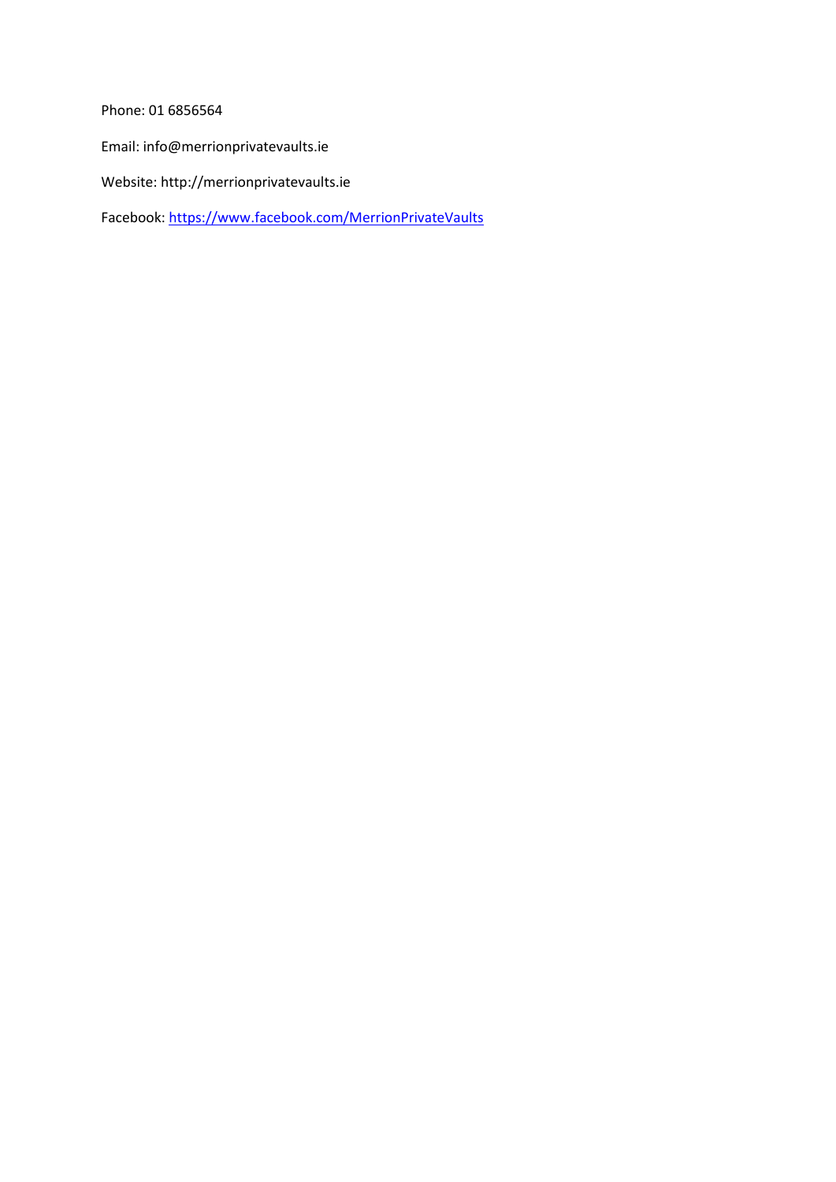Phone: 01 6856564

Email: info@merrionprivatevaults.ie

Website: http://merrionprivatevaults.ie

Facebook: https://www.facebook.com/MerrionPrivateVaults